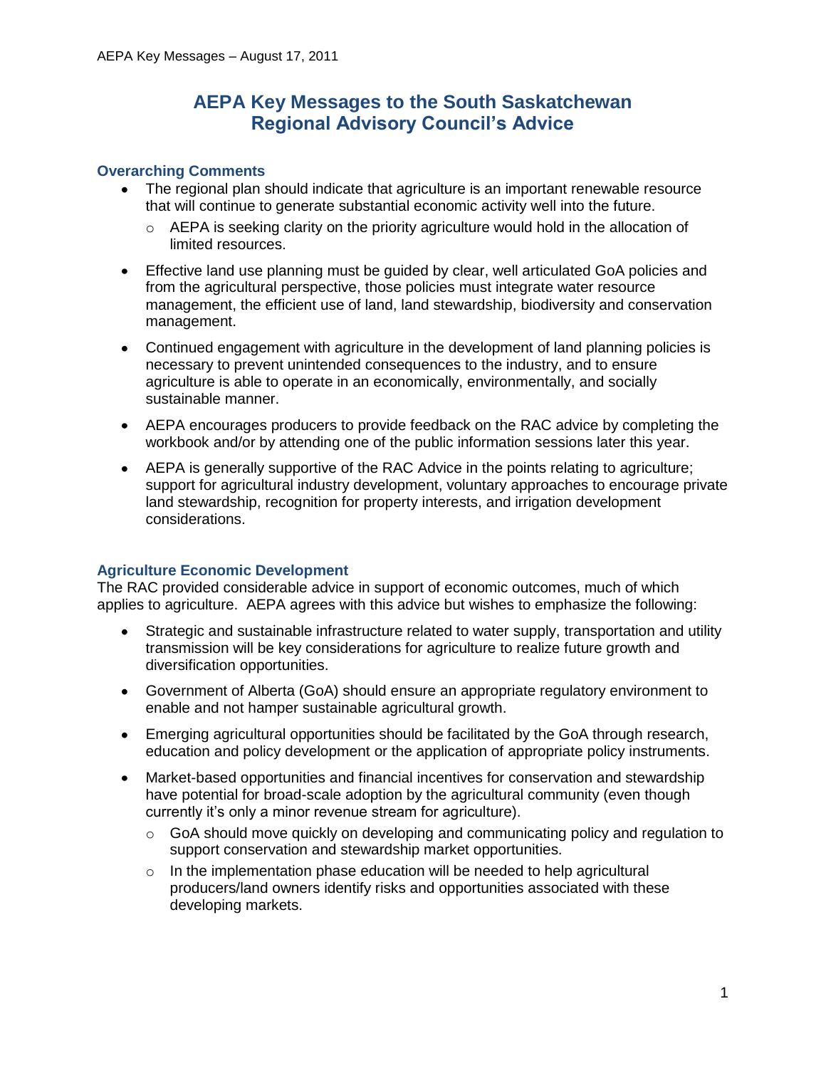# AEPA Key Messages to the South Saskatchewan Regional Advisory Council's Advice

## Overarching Comments

- The regional plan should indicate that agriculture is an important renewable resource that will continue to generate substantial economic activity well into the future.
  - AEPA is seeking clarity on the priority agriculture would hold in the allocation of limited resources.
- Effective land use planning must be guided by clear, well articulated GoA policies and from the agricultural perspective, those policies must integrate water resource management, the efficient use of land, land stewardship, biodiversity and conservation management.
- Continued engagement with agriculture in the development of land planning policies is necessary to prevent unintended consequences to the industry, and to ensure agriculture is able to operate in an economically, environmentally, and socially sustainable manner.
- AEPA encourages producers to provide feedback on the RAC advice by completing the workbook and/or by attending one of the public information sessions later this year.
- AEPA is generally supportive of the RAC Advice in the points relating to agriculture; support for agricultural industry development, voluntary approaches to encourage private land stewardship, recognition for property interests, and irrigation development considerations.

## Agriculture Economic Development

The RAC provided considerable advice in support of economic outcomes, much of which applies to agriculture. AEPA agrees with this advice but wishes to emphasize the following:

- Strategic and sustainable infrastructure related to water supply, transportation and utility transmission will be key considerations for agriculture to realize future growth and diversification opportunities.
- Government of Alberta (GoA) should ensure an appropriate regulatory environment to enable and not hamper sustainable agricultural growth.
- Emerging agricultural opportunities should be facilitated by the GoA through research, education and policy development or the application of appropriate policy instruments.
- Market-based opportunities and financial incentives for conservation and stewardship have potential for broad-scale adoption by the agricultural community (even though currently it's only a minor revenue stream for agriculture).
  - GoA should move quickly on developing and communicating policy and regulation to support conservation and stewardship market opportunities.
  - In the implementation phase education will be needed to help agricultural producers/land owners identify risks and opportunities associated with these developing markets.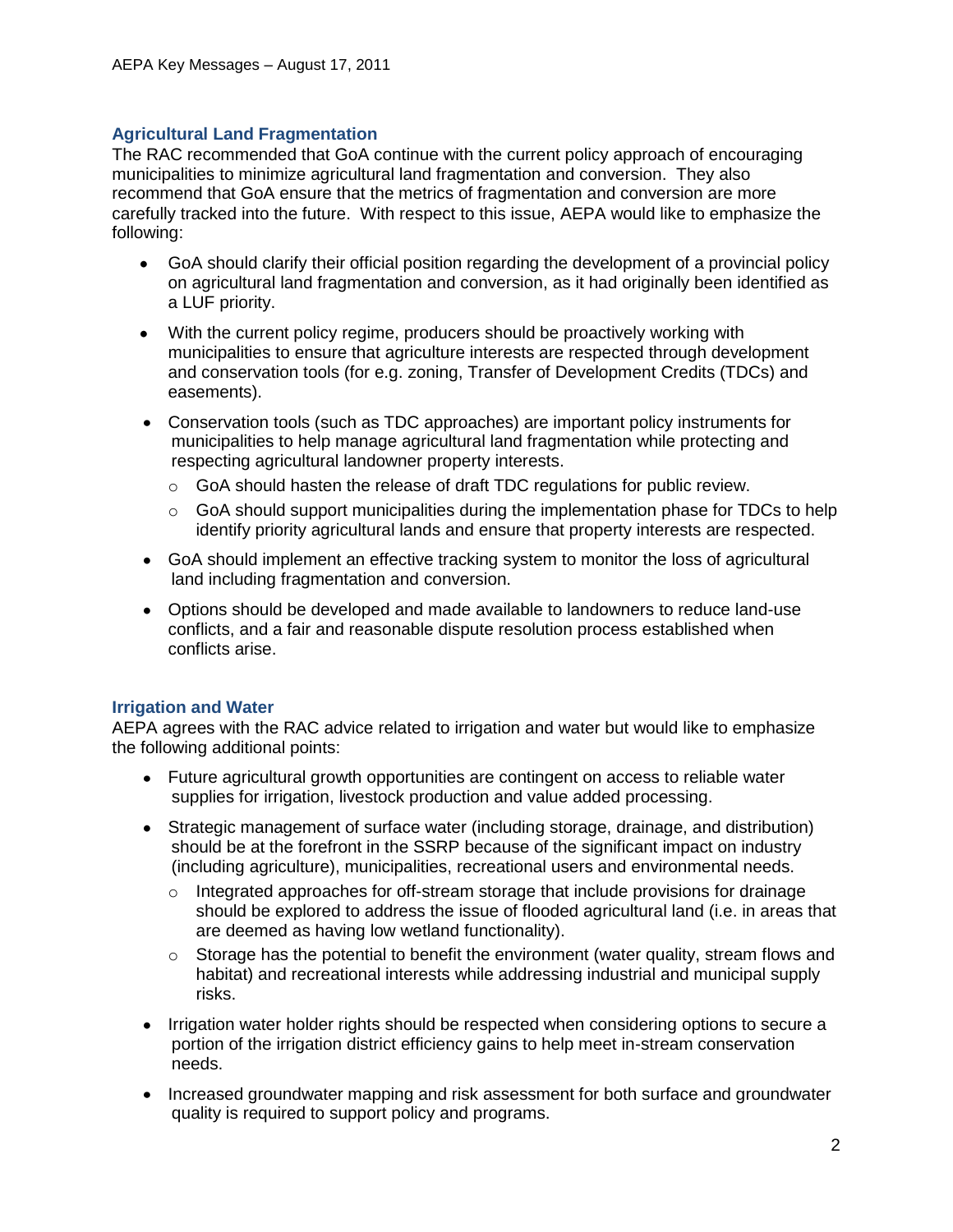## Agricultural Land Fragmentation

The RAC recommended that GoA continue with the current policy approach of encouraging municipalities to minimize agricultural land fragmentation and conversion. They also recommend that GoA ensure that the metrics of fragmentation and conversion are more carefully tracked into the future. With respect to this issue, AEPA would like to emphasize the following:

- GoA should clarify their official position regarding the development of a provincial policy on agricultural land fragmentation and conversion, as it had originally been identified as a LUF priority.
- With the current policy regime, producers should be proactively working with municipalities to ensure that agriculture interests are respected through development and conservation tools (for e.g. zoning, Transfer of Development Credits (TDCs) and easements).
- Conservation tools (such as TDC approaches) are important policy instruments for municipalities to help manage agricultural land fragmentation while protecting and respecting agricultural landowner property interests.
  - GoA should hasten the release of draft TDC regulations for public review.
  - GoA should support municipalities during the implementation phase for TDCs to help identify priority agricultural lands and ensure that property interests are respected.
- GoA should implement an effective tracking system to monitor the loss of agricultural land including fragmentation and conversion.
- Options should be developed and made available to landowners to reduce land-use conflicts, and a fair and reasonable dispute resolution process established when conflicts arise.

## Irrigation and Water

AEPA agrees with the RAC advice related to irrigation and water but would like to emphasize the following additional points:

- Future agricultural growth opportunities are contingent on access to reliable water supplies for irrigation, livestock production and value added processing.
- Strategic management of surface water (including storage, drainage, and distribution) should be at the forefront in the SSRP because of the significant impact on industry (including agriculture), municipalities, recreational users and environmental needs.
  - Integrated approaches for off-stream storage that include provisions for drainage should be explored to address the issue of flooded agricultural land (i.e. in areas that are deemed as having low wetland functionality).
  - Storage has the potential to benefit the environment (water quality, stream flows and habitat) and recreational interests while addressing industrial and municipal supply risks.
- Irrigation water holder rights should be respected when considering options to secure a portion of the irrigation district efficiency gains to help meet in-stream conservation needs.
- Increased groundwater mapping and risk assessment for both surface and groundwater quality is required to support policy and programs.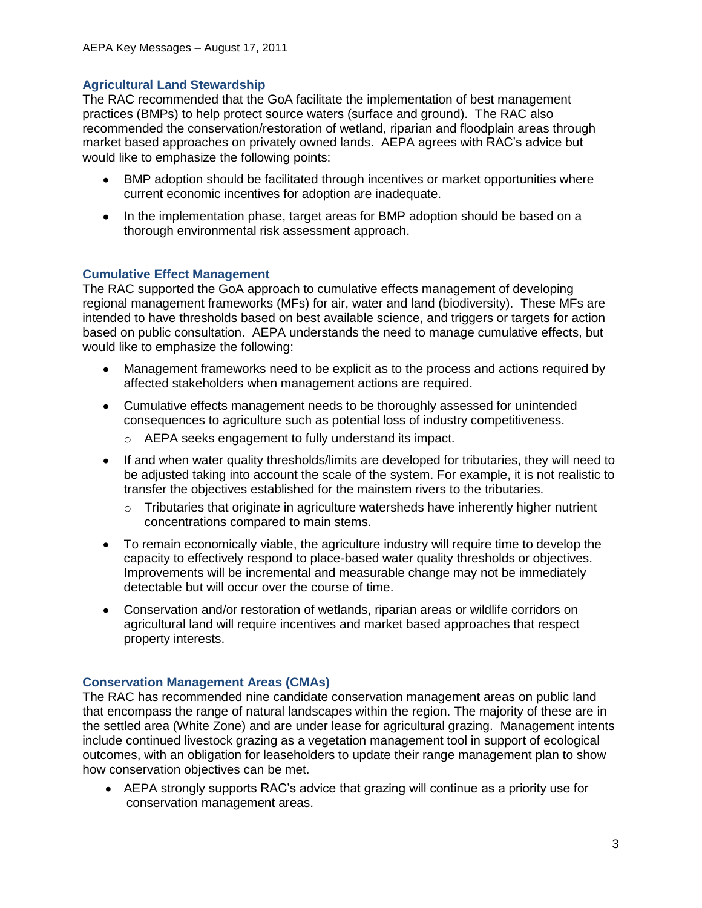## Agricultural Land Stewardship

The RAC recommended that the GoA facilitate the implementation of best management practices (BMPs) to help protect source waters (surface and ground). The RAC also recommended the conservation/restoration of wetland, riparian and floodplain areas through market based approaches on privately owned lands. AEPA agrees with RAC's advice but would like to emphasize the following points:

- BMP adoption should be facilitated through incentives or market opportunities where current economic incentives for adoption are inadequate.
- In the implementation phase, target areas for BMP adoption should be based on a thorough environmental risk assessment approach.

## Cumulative Effect Management

The RAC supported the GoA approach to cumulative effects management of developing regional management frameworks (MFs) for air, water and land (biodiversity). These MFs are intended to have thresholds based on best available science, and triggers or targets for action based on public consultation. AEPA understands the need to manage cumulative effects, but would like to emphasize the following:

- Management frameworks need to be explicit as to the process and actions required by affected stakeholders when management actions are required.
- Cumulative effects management needs to be thoroughly assessed for unintended consequences to agriculture such as potential loss of industry competitiveness.
  - AEPA seeks engagement to fully understand its impact.
- If and when water quality thresholds/limits are developed for tributaries, they will need to be adjusted taking into account the scale of the system. For example, it is not realistic to transfer the objectives established for the mainstem rivers to the tributaries.
  - Tributaries that originate in agriculture watersheds have inherently higher nutrient concentrations compared to main stems.
- To remain economically viable, the agriculture industry will require time to develop the capacity to effectively respond to place-based water quality thresholds or objectives. Improvements will be incremental and measurable change may not be immediately detectable but will occur over the course of time.
- Conservation and/or restoration of wetlands, riparian areas or wildlife corridors on agricultural land will require incentives and market based approaches that respect property interests.

## Conservation Management Areas (CMAs)

The RAC has recommended nine candidate conservation management areas on public land that encompass the range of natural landscapes within the region. The majority of these are in the settled area (White Zone) and are under lease for agricultural grazing. Management intents include continued livestock grazing as a vegetation management tool in support of ecological outcomes, with an obligation for leaseholders to update their range management plan to show how conservation objectives can be met.

- AEPA strongly supports RAC's advice that grazing will continue as a priority use for conservation management areas.